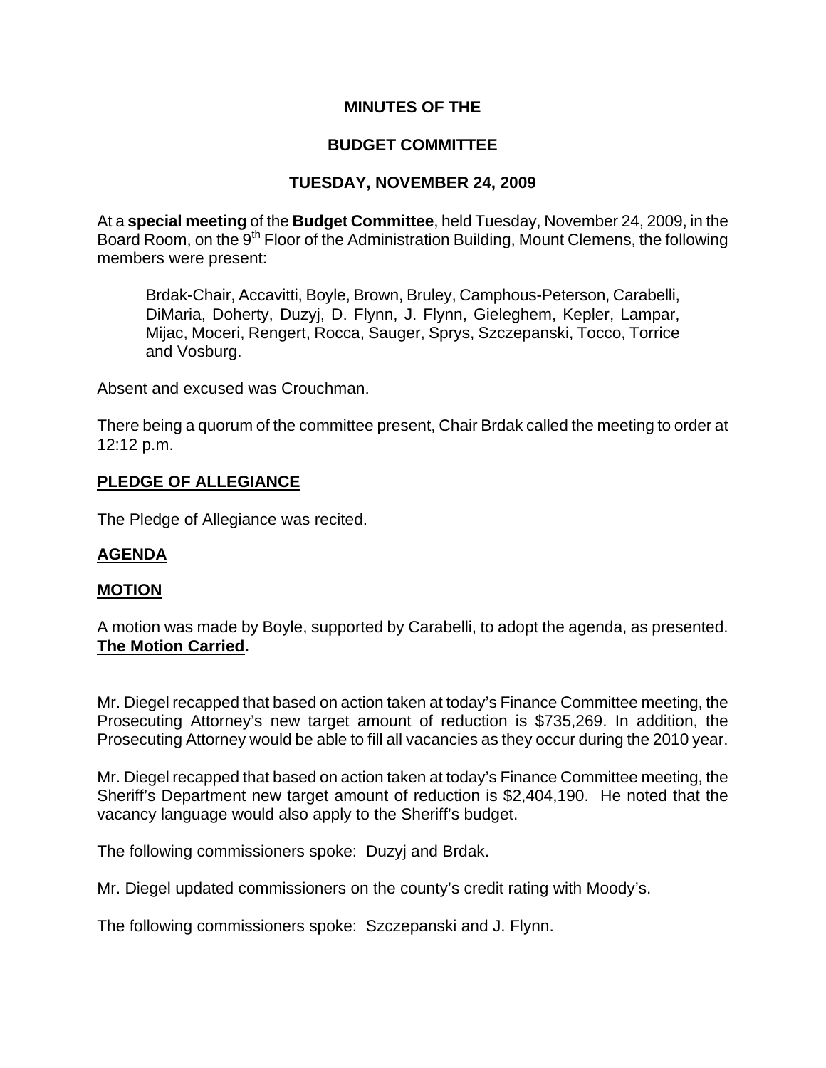# MINUTES OF THE

# BUDGET COMMITTEE

# TUESDAY, NOVEMBER 24, 2009

At a **special meeting** of the **Budget Committee**, held Tuesday, November 24, 2009, in the Board Room, on the 9th Floor of the Administration Building, Mount Clemens, the following members were present:

> Brdak-Chair, Accavitti, Boyle, Brown, Bruley, Camphous-Peterson, Carabelli, DiMaria, Doherty, Duzyj, D. Flynn, J. Flynn, Gieleghem, Kepler, Lampar, Mijac, Moceri, Rengert, Rocca, Sauger, Sprys, Szczepanski, Tocco, Torrice and Vosburg.

Absent and excused was Crouchman.

There being a quorum of the committee present, Chair Brdak called the meeting to order at 12:12 p.m.

## PLEDGE OF ALLEGIANCE

The Pledge of Allegiance was recited.

## AGENDA

## MOTION

A motion was made by Boyle, supported by Carabelli, to adopt the agenda, as presented. **The Motion Carried.**

Mr. Diegel recapped that based on action taken at today's Finance Committee meeting, the Prosecuting Attorney's new target amount of reduction is $735,269. In addition, the Prosecuting Attorney would be able to fill all vacancies as they occur during the 2010 year.

Mr. Diegel recapped that based on action taken at today's Finance Committee meeting, the Sheriff's Department new target amount of reduction is $2,404,190. He noted that the vacancy language would also apply to the Sheriff's budget.

The following commissioners spoke: Duzyj and Brdak.

Mr. Diegel updated commissioners on the county's credit rating with Moody's.

The following commissioners spoke: Szczepanski and J. Flynn.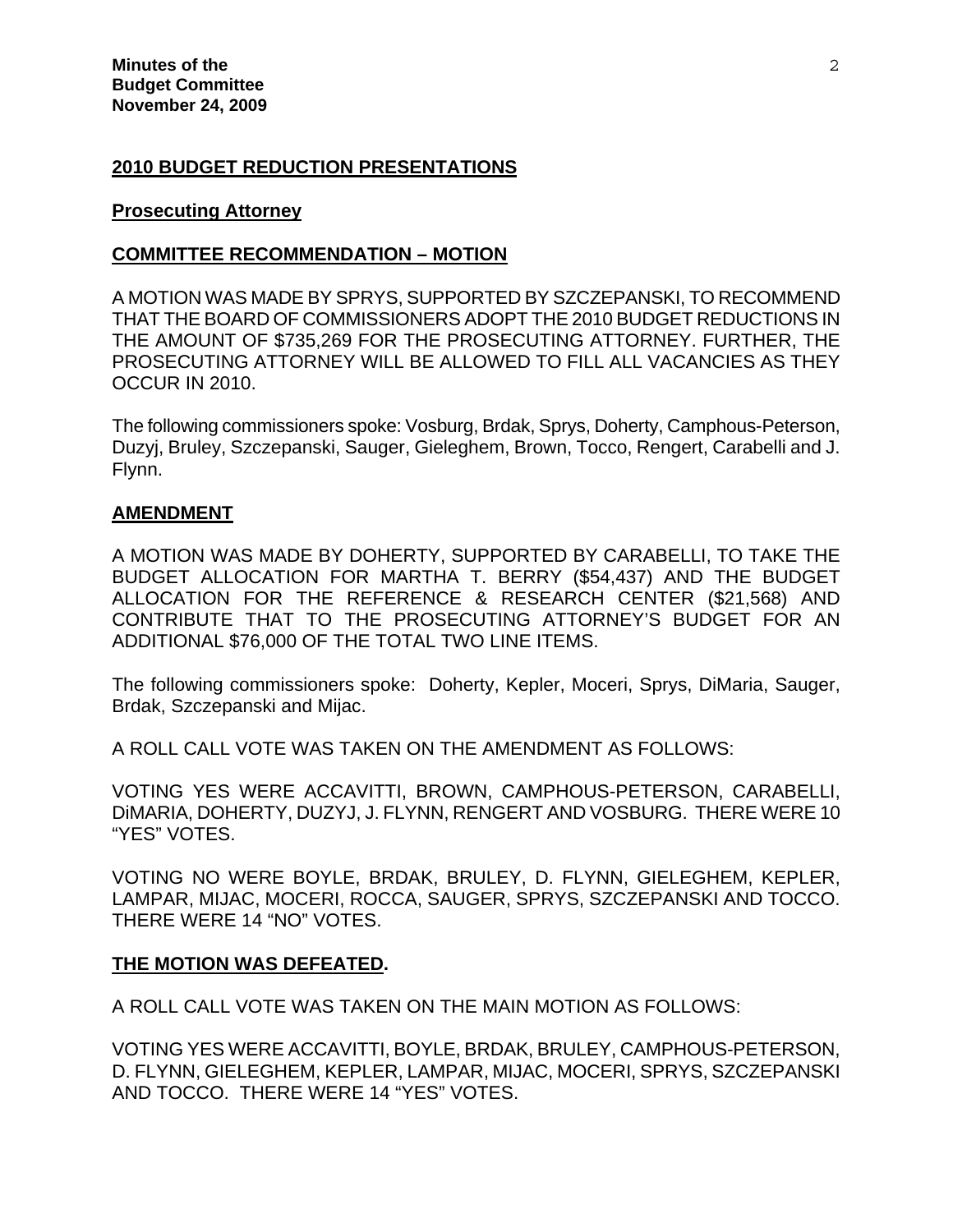## 2010 BUDGET REDUCTION PRESENTATIONS

### Prosecuting Attorney

### COMMITTEE RECOMMENDATION – MOTION

A MOTION WAS MADE BY SPRYS, SUPPORTED BY SZCZEPANSKI, TO RECOMMEND THAT THE BOARD OF COMMISSIONERS ADOPT THE 2010 BUDGET REDUCTIONS IN THE AMOUNT OF $735,269 FOR THE PROSECUTING ATTORNEY. FURTHER, THE PROSECUTING ATTORNEY WILL BE ALLOWED TO FILL ALL VACANCIES AS THEY OCCUR IN 2010.

The following commissioners spoke: Vosburg, Brdak, Sprys, Doherty, Camphous-Peterson, Duzyj, Bruley, Szczepanski, Sauger, Gieleghem, Brown, Tocco, Rengert, Carabelli and J. Flynn.

### AMENDMENT

A MOTION WAS MADE BY DOHERTY, SUPPORTED BY CARABELLI, TO TAKE THE BUDGET ALLOCATION FOR MARTHA T. BERRY ($54,437) AND THE BUDGET ALLOCATION FOR THE REFERENCE & RESEARCH CENTER ($21,568) AND CONTRIBUTE THAT TO THE PROSECUTING ATTORNEY'S BUDGET FOR AN ADDITIONAL $76,000 OF THE TOTAL TWO LINE ITEMS.

The following commissioners spoke: Doherty, Kepler, Moceri, Sprys, DiMaria, Sauger, Brdak, Szczepanski and Mijac.

A ROLL CALL VOTE WAS TAKEN ON THE AMENDMENT AS FOLLOWS:

VOTING YES WERE ACCAVITTI, BROWN, CAMPHOUS-PETERSON, CARABELLI, DiMARIA, DOHERTY, DUZYJ, J. FLYNN, RENGERT AND VOSBURG. THERE WERE 10 "YES" VOTES.

VOTING NO WERE BOYLE, BRDAK, BRULEY, D. FLYNN, GIELEGHEM, KEPLER, LAMPAR, MIJAC, MOCERI, ROCCA, SAUGER, SPRYS, SZCZEPANSKI AND TOCCO. THERE WERE 14 "NO" VOTES.

**THE MOTION WAS DEFEATED.**

A ROLL CALL VOTE WAS TAKEN ON THE MAIN MOTION AS FOLLOWS:

VOTING YES WERE ACCAVITTI, BOYLE, BRDAK, BRULEY, CAMPHOUS-PETERSON, D. FLYNN, GIELEGHEM, KEPLER, LAMPAR, MIJAC, MOCERI, SPRYS, SZCZEPANSKI AND TOCCO. THERE WERE 14 "YES" VOTES.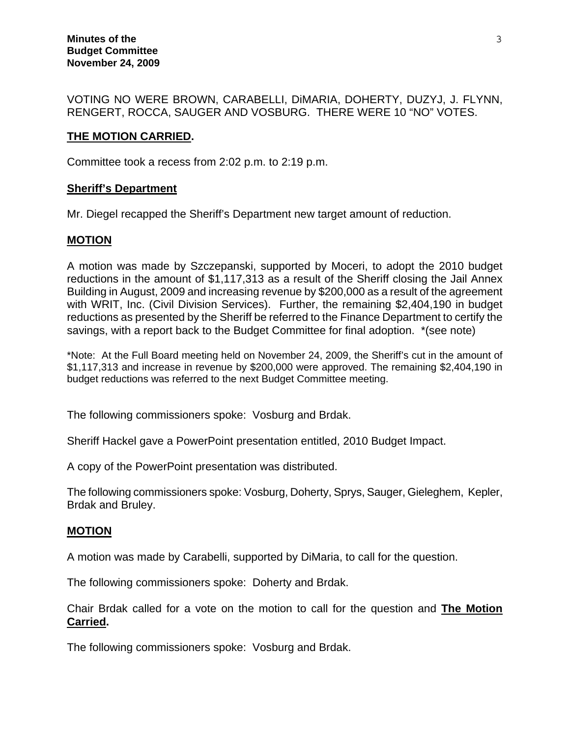VOTING NO WERE BROWN, CARABELLI, DiMARIA, DOHERTY, DUZYJ, J. FLYNN, RENGERT, ROCCA, SAUGER AND VOSBURG. THERE WERE 10 "NO" VOTES.

**THE MOTION CARRIED.**

Committee took a recess from 2:02 p.m. to 2:19 p.m.

**Sheriff's Department**

Mr. Diegel recapped the Sheriff's Department new target amount of reduction.

**MOTION**

A motion was made by Szczepanski, supported by Moceri, to adopt the 2010 budget reductions in the amount of $1,117,313 as a result of the Sheriff closing the Jail Annex Building in August, 2009 and increasing revenue by $200,000 as a result of the agreement with WRIT, Inc. (Civil Division Services). Further, the remaining $2,404,190 in budget reductions as presented by the Sheriff be referred to the Finance Department to certify the savings, with a report back to the Budget Committee for final adoption. *(see note)

*Note: At the Full Board meeting held on November 24, 2009, the Sheriff's cut in the amount of $1,117,313 and increase in revenue by $200,000 were approved. The remaining $2,404,190 in budget reductions was referred to the next Budget Committee meeting.

The following commissioners spoke: Vosburg and Brdak.

Sheriff Hackel gave a PowerPoint presentation entitled, 2010 Budget Impact.

A copy of the PowerPoint presentation was distributed.

The following commissioners spoke: Vosburg, Doherty, Sprys, Sauger, Gieleghem, Kepler, Brdak and Bruley.

**MOTION**

A motion was made by Carabelli, supported by DiMaria, to call for the question.

The following commissioners spoke: Doherty and Brdak.

Chair Brdak called for a vote on the motion to call for the question and **The Motion Carried.**

The following commissioners spoke: Vosburg and Brdak.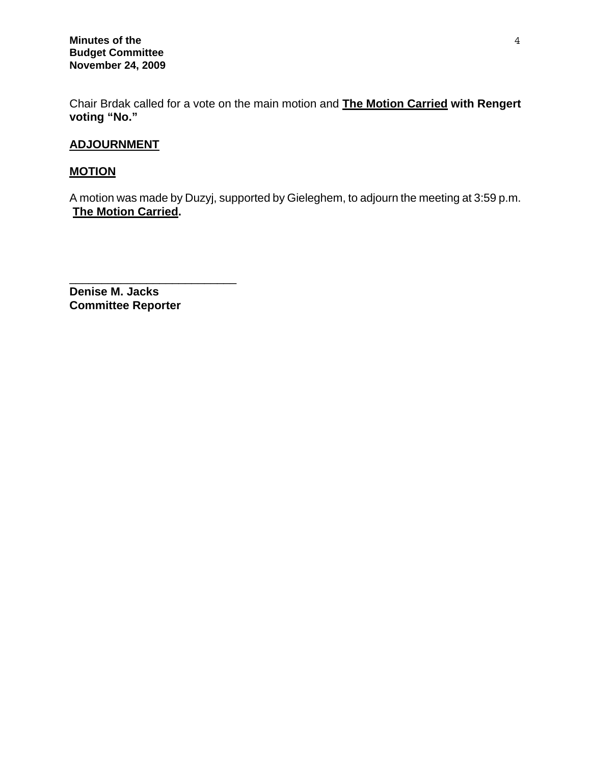Chair Brdak called for a vote on the main motion and **The Motion Carried with Rengert voting "No."**

**ADJOURNMENT**

**MOTION**

A motion was made by Duzyj, supported by Gieleghem, to adjourn the meeting at 3:59 p.m. **The Motion Carried.**

\_\_\_\_\_\_\_\_\_\_\_\_\_\_\_\_\_\_\_\_\_\_\_\_\_\_

**Denise M. Jacks**
**Committee Reporter**